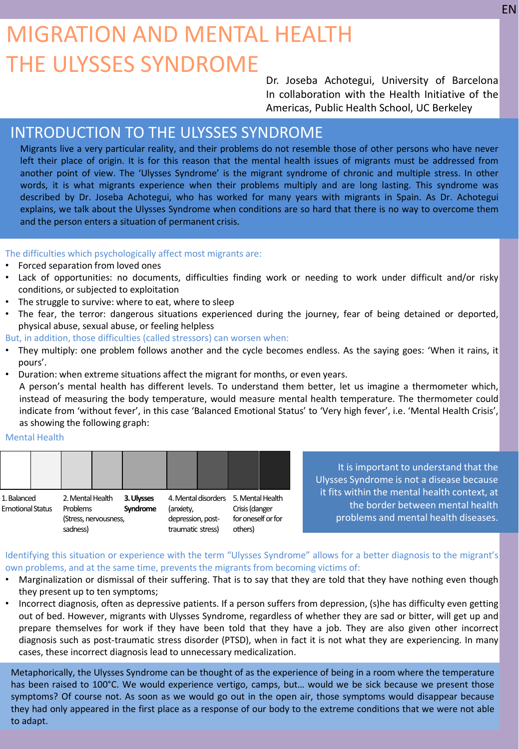EN

# MIGRATION AND MENTAL HEALTH
# THE ULYSSES SYNDROME

Dr. Joseba Achotegui, University of Barcelona
In collaboration with the Health Initiative of the Americas, Public Health School, UC Berkeley

## INTRODUCTION TO THE ULYSSES SYNDROME

Migrants live a very particular reality, and their problems do not resemble those of other persons who have never left their place of origin. It is for this reason that the mental health issues of migrants must be addressed from another point of view. The 'Ulysses Syndrome' is the migrant syndrome of chronic and multiple stress. In other words, it is what migrants experience when their problems multiply and are long lasting. This syndrome was described by Dr. Joseba Achotegui, who has worked for many years with migrants in Spain. As Dr. Achotegui explains, we talk about the Ulysses Syndrome when conditions are so hard that there is no way to overcome them and the person enters a situation of permanent crisis.

The difficulties which psychologically affect most migrants are:

- Forced separation from loved ones
- Lack of opportunities: no documents, difficulties finding work or needing to work under difficult and/or risky conditions, or subjected to exploitation
- The struggle to survive: where to eat, where to sleep
- The fear, the terror: dangerous situations experienced during the journey, fear of being detained or deported, physical abuse, sexual abuse, or feeling helpless

But, in addition, those difficulties (called stressors) can worsen when:

- They multiply: one problem follows another and the cycle becomes endless. As the saying goes: 'When it rains, it pours'.
- Duration: when extreme situations affect the migrant for months, or even years.

A person's mental health has different levels. To understand them better, let us imagine a thermometer which, instead of measuring the body temperature, would measure mental health temperature. The thermometer could indicate from 'without fever', in this case 'Balanced Emotional Status' to 'Very high fever', i.e. 'Mental Health Crisis', as showing the following graph:

Mental Health

| 1. Balanced Emotional Status | 2. Mental Health Problems (Stress, nervousness, sadness) | **3. Ulysses Syndrome** | 4. Mental disorders (anxiety, depression, post-traumatic stress) | 5. Mental Health Crisis (danger for oneself or for others) |
|---|---|---|---|---|

It is important to understand that the Ulysses Syndrome is not a disease because it fits within the mental health context, at the border between mental health problems and mental health diseases.

Identifying this situation or experience with the term "Ulysses Syndrome" allows for a better diagnosis to the migrant's own problems, and at the same time, prevents the migrants from becoming victims of:

- Marginalization or dismissal of their suffering. That is to say that they are told that they have nothing even though they present up to ten symptoms;
- Incorrect diagnosis, often as depressive patients. If a person suffers from depression, (s)he has difficulty even getting out of bed. However, migrants with Ulysses Syndrome, regardless of whether they are sad or bitter, will get up and prepare themselves for work if they have been told that they have a job. They are also given other incorrect diagnosis such as post-traumatic stress disorder (PTSD), when in fact it is not what they are experiencing. In many cases, these incorrect diagnosis lead to unnecessary medicalization.

Metaphorically, the Ulysses Syndrome can be thought of as the experience of being in a room where the temperature has been raised to 100°C. We would experience vertigo, camps, but… would we be sick because we present those symptoms? Of course not. As soon as we would go out in the open air, those symptoms would disappear because they had only appeared in the first place as a response of our body to the extreme conditions that we were not able to adapt.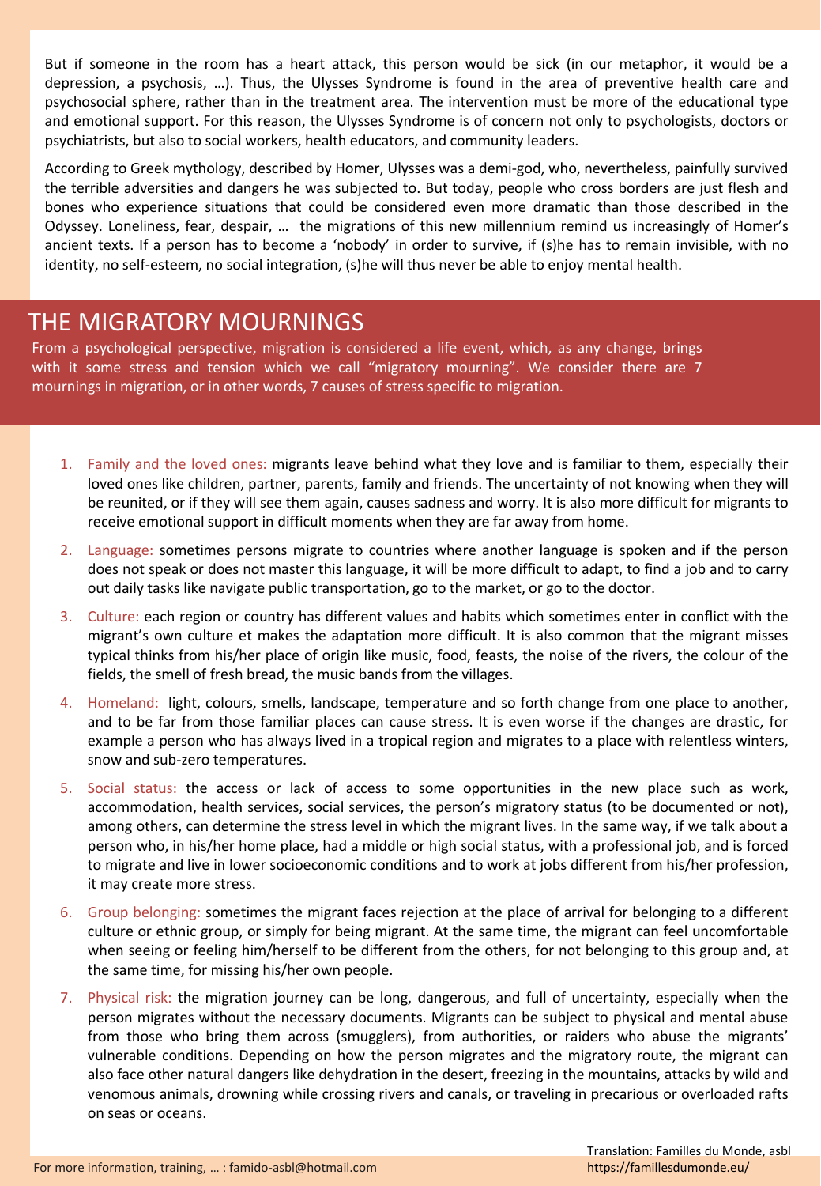But if someone in the room has a heart attack, this person would be sick (in our metaphor, it would be a depression, a psychosis, …). Thus, the Ulysses Syndrome is found in the area of preventive health care and psychosocial sphere, rather than in the treatment area. The intervention must be more of the educational type and emotional support. For this reason, the Ulysses Syndrome is of concern not only to psychologists, doctors or psychiatrists, but also to social workers, health educators, and community leaders.

According to Greek mythology, described by Homer, Ulysses was a demi-god, who, nevertheless, painfully survived the terrible adversities and dangers he was subjected to. But today, people who cross borders are just flesh and bones who experience situations that could be considered even more dramatic than those described in the Odyssey. Loneliness, fear, despair, … the migrations of this new millennium remind us increasingly of Homer's ancient texts. If a person has to become a 'nobody' in order to survive, if (s)he has to remain invisible, with no identity, no self-esteem, no social integration, (s)he will thus never be able to enjoy mental health.

## THE MIGRATORY MOURNINGS

From a psychological perspective, migration is considered a life event, which, as any change, brings with it some stress and tension which we call "migratory mourning". We consider there are 7 mournings in migration, or in other words, 7 causes of stress specific to migration.

1. Family and the loved ones: migrants leave behind what they love and is familiar to them, especially their loved ones like children, partner, parents, family and friends. The uncertainty of not knowing when they will be reunited, or if they will see them again, causes sadness and worry. It is also more difficult for migrants to receive emotional support in difficult moments when they are far away from home.
2. Language: sometimes persons migrate to countries where another language is spoken and if the person does not speak or does not master this language, it will be more difficult to adapt, to find a job and to carry out daily tasks like navigate public transportation, go to the market, or go to the doctor.
3. Culture: each region or country has different values and habits which sometimes enter in conflict with the migrant's own culture et makes the adaptation more difficult. It is also common that the migrant misses typical thinks from his/her place of origin like music, food, feasts, the noise of the rivers, the colour of the fields, the smell of fresh bread, the music bands from the villages.
4. Homeland: light, colours, smells, landscape, temperature and so forth change from one place to another, and to be far from those familiar places can cause stress. It is even worse if the changes are drastic, for example a person who has always lived in a tropical region and migrates to a place with relentless winters, snow and sub-zero temperatures.
5. Social status: the access or lack of access to some opportunities in the new place such as work, accommodation, health services, social services, the person's migratory status (to be documented or not), among others, can determine the stress level in which the migrant lives. In the same way, if we talk about a person who, in his/her home place, had a middle or high social status, with a professional job, and is forced to migrate and live in lower socioeconomic conditions and to work at jobs different from his/her profession, it may create more stress.
6. Group belonging: sometimes the migrant faces rejection at the place of arrival for belonging to a different culture or ethnic group, or simply for being migrant. At the same time, the migrant can feel uncomfortable when seeing or feeling him/herself to be different from the others, for not belonging to this group and, at the same time, for missing his/her own people.
7. Physical risk: the migration journey can be long, dangerous, and full of uncertainty, especially when the person migrates without the necessary documents. Migrants can be subject to physical and mental abuse from those who bring them across (smugglers), from authorities, or raiders who abuse the migrants' vulnerable conditions. Depending on how the person migrates and the migratory route, the migrant can also face other natural dangers like dehydration in the desert, freezing in the mountains, attacks by wild and venomous animals, drowning while crossing rivers and canals, or traveling in precarious or overloaded rafts on seas or oceans.

Translation: Familles du Monde, asbl
https://famillesdumonde.eu/

For more information, training, … : famido-asbl@hotmail.com